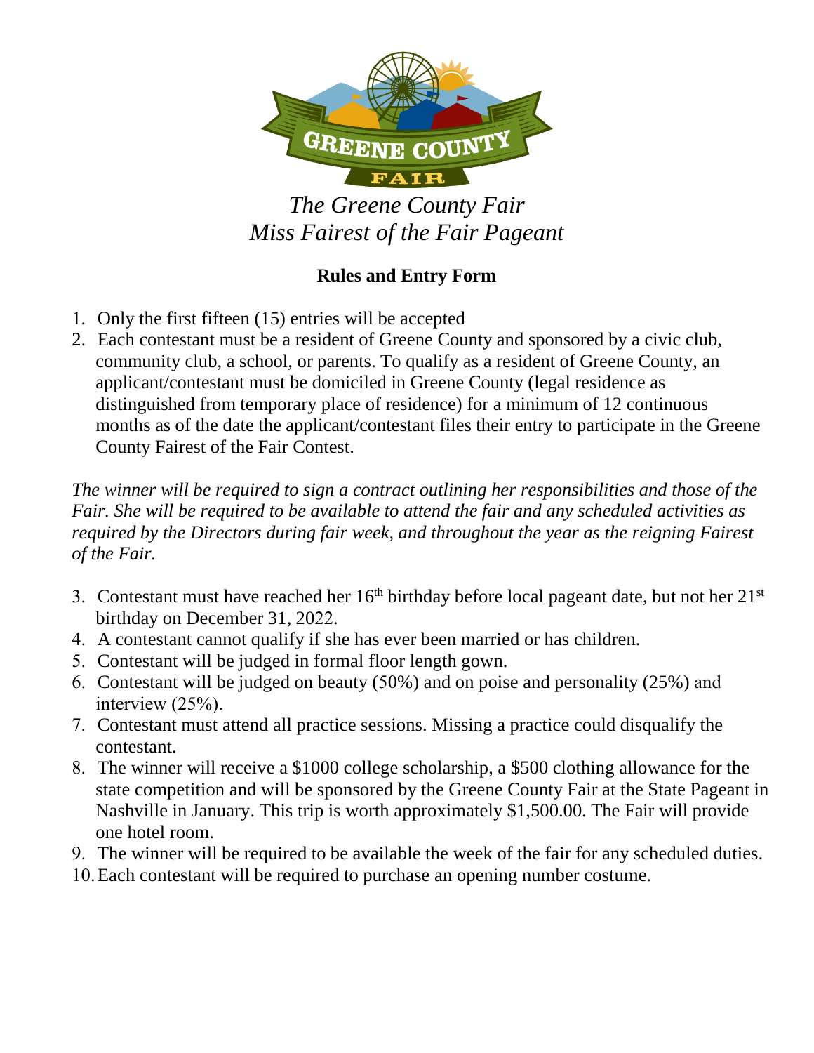GREENE COUNTY FAIR

# *The Greene County Fair*
# *Miss Fairest of the Fair Pageant*

## **Rules and Entry Form**

1. Only the first fifteen (15) entries will be accepted
2. Each contestant must be a resident of Greene County and sponsored by a civic club, community club, a school, or parents. To qualify as a resident of Greene County, an applicant/contestant must be domiciled in Greene County (legal residence as distinguished from temporary place of residence) for a minimum of 12 continuous months as of the date the applicant/contestant files their entry to participate in the Greene County Fairest of the Fair Contest.

*The winner will be required to sign a contract outlining her responsibilities and those of the Fair. She will be required to be available to attend the fair and any scheduled activities as required by the Directors during fair week, and throughout the year as the reigning Fairest of the Fair.*

3. Contestant must have reached her 16th birthday before local pageant date, but not her 21st birthday on December 31, 2022.
4. A contestant cannot qualify if she has ever been married or has children.
5. Contestant will be judged in formal floor length gown.
6. Contestant will be judged on beauty (50%) and on poise and personality (25%) and interview (25%).
7. Contestant must attend all practice sessions. Missing a practice could disqualify the contestant.
8. The winner will receive a $1000 college scholarship, a $500 clothing allowance for the state competition and will be sponsored by the Greene County Fair at the State Pageant in Nashville in January. This trip is worth approximately $1,500.00. The Fair will provide one hotel room.
9. The winner will be required to be available the week of the fair for any scheduled duties.
10. Each contestant will be required to purchase an opening number costume.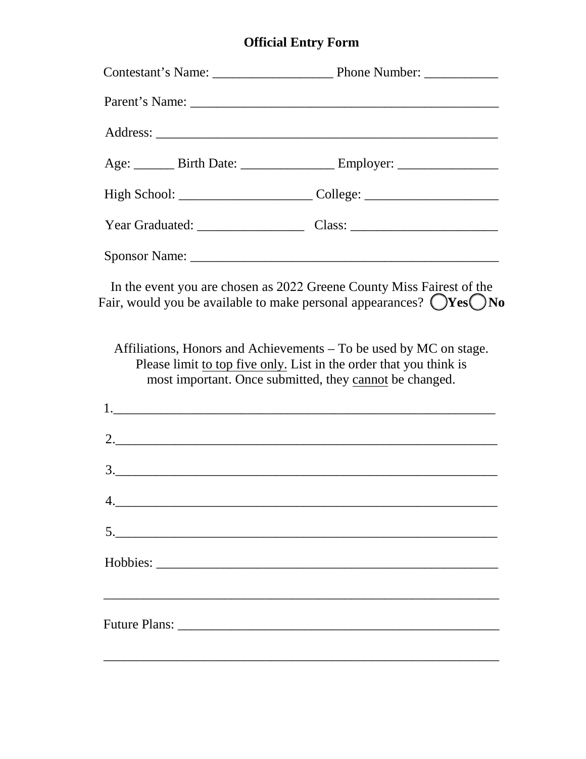# Official Entry Form

Contestant's Name: __________________ Phone Number: ___________

Parent's Name: _______________________________________________

Address: ____________________________________________________

Age: ______ Birth Date: ______________ Employer: _______________

High School: ____________________ College: ____________________

Year Graduated: ________________ Class: ______________________

Sponsor Name: _______________________________________________

In the event you are chosen as 2022 Greene County Miss Fairest of the Fair, would you be available to make personal appearances? ◯**Yes**◯**No**

Affiliations, Honors and Achievements – To be used by MC on stage. Please limit to top five only. List in the order that you think is most important. Once submitted, they cannot be changed.

1.__________________________________________________________

2.__________________________________________________________

3.__________________________________________________________

4.__________________________________________________________

5.__________________________________________________________

Hobbies: ____________________________________________________

____________________________________________________________

Future Plans: _________________________________________________

____________________________________________________________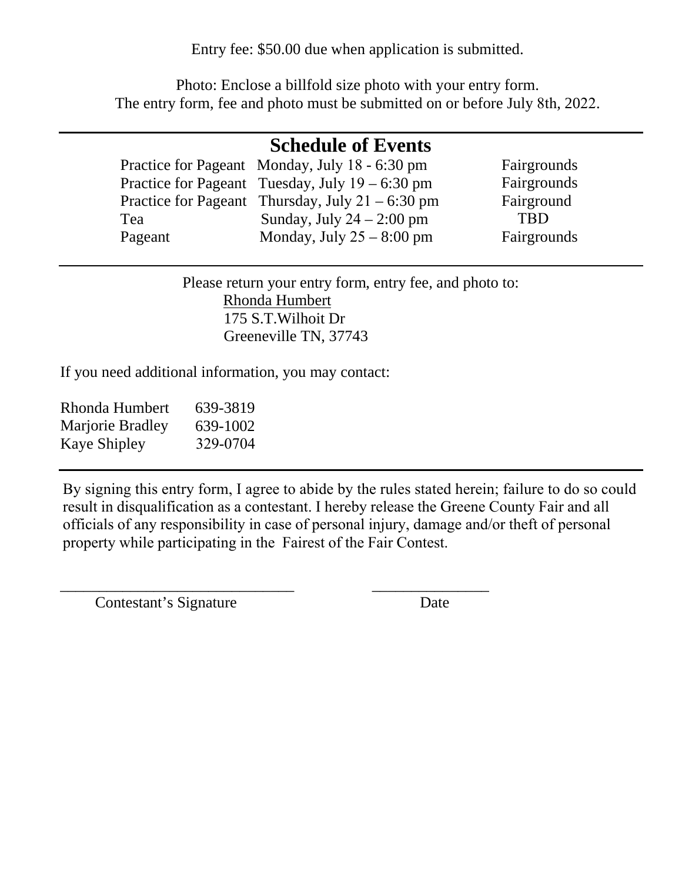Entry fee: $50.00 due when application is submitted.

Photo: Enclose a billfold size photo with your entry form.
The entry form, fee and photo must be submitted on or before July 8th, 2022.

---

## Schedule of Events

| | | |
|---|---|---|
| Practice for Pageant | Monday, July 18 - 6:30 pm | Fairgrounds |
| Practice for Pageant | Tuesday, July 19 – 6:30 pm | Fairgrounds |
| Practice for Pageant | Thursday, July 21 – 6:30 pm | Fairground |
| Tea | Sunday, July 24 – 2:00 pm | TBD |
| Pageant | Monday, July 25 – 8:00 pm | Fairgrounds |

---

Please return your entry form, entry fee, and photo to:
Rhonda Humbert
175 S.T.Wilhoit Dr
Greeneville TN, 37743

If you need additional information, you may contact:

| | |
|---|---|
| Rhonda Humbert | 639-3819 |
| Marjorie Bradley | 639-1002 |
| Kaye Shipley | 329-0704 |

---

By signing this entry form, I agree to abide by the rules stated herein; failure to do so could result in disqualification as a contestant. I hereby release the Greene County Fair and all officials of any responsibility in case of personal injury, damage and/or theft of personal property while participating in the Fairest of the Fair Contest.

______________________________ _______________
Contestant's Signature Date